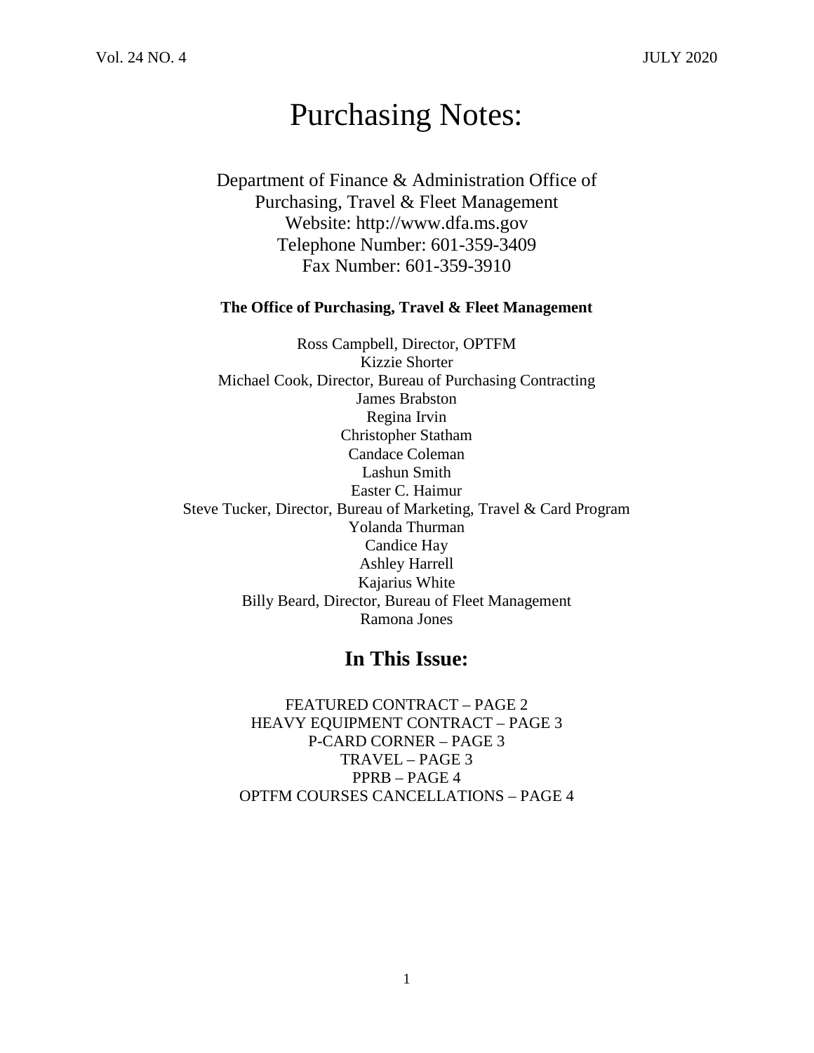# Purchasing Notes:

Department of Finance & Administration Office of Purchasing, Travel & Fleet Management
Website: http://www.dfa.ms.gov
Telephone Number: 601-359-3409
Fax Number: 601-359-3910

**The Office of Purchasing, Travel & Fleet Management**

Ross Campbell, Director, OPTFM
Kizzie Shorter
Michael Cook, Director, Bureau of Purchasing Contracting
James Brabston
Regina Irvin
Christopher Statham
Candace Coleman
Lashun Smith
Easter C. Haimur
Steve Tucker, Director, Bureau of Marketing, Travel & Card Program
Yolanda Thurman
Candice Hay
Ashley Harrell
Kajarius White
Billy Beard, Director, Bureau of Fleet Management
Ramona Jones

## In This Issue:

FEATURED CONTRACT – PAGE 2
HEAVY EQUIPMENT CONTRACT – PAGE 3
P-CARD CORNER – PAGE 3
TRAVEL – PAGE 3
PPRB – PAGE 4
OPTFM COURSES CANCELLATIONS – PAGE 4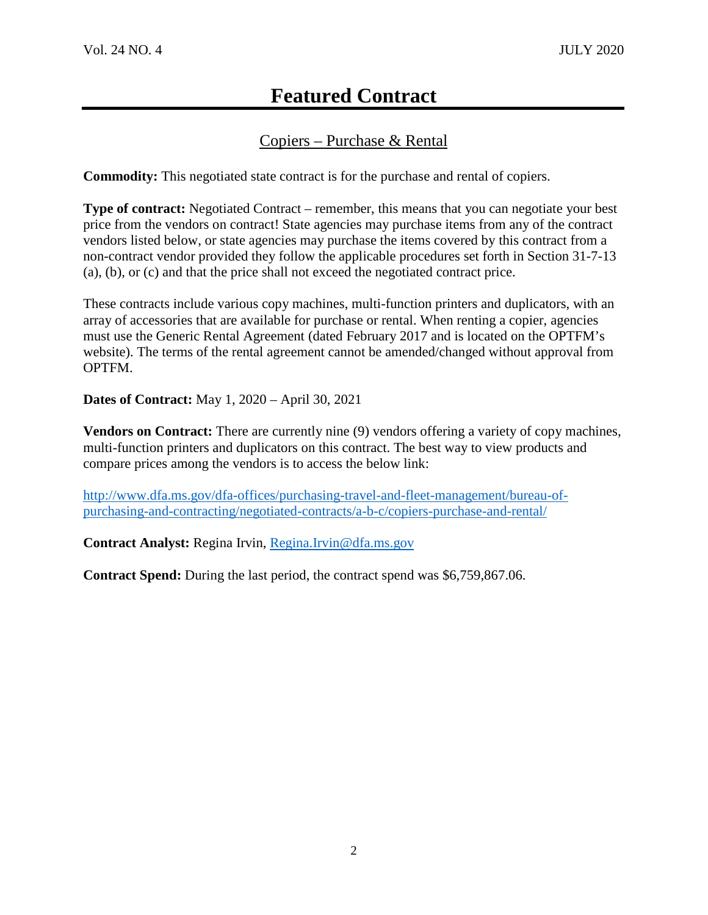# Featured Contract

## Copiers – Purchase & Rental

**Commodity:** This negotiated state contract is for the purchase and rental of copiers.

**Type of contract:** Negotiated Contract – remember, this means that you can negotiate your best price from the vendors on contract! State agencies may purchase items from any of the contract vendors listed below, or state agencies may purchase the items covered by this contract from a non-contract vendor provided they follow the applicable procedures set forth in Section 31-7-13 (a), (b), or (c) and that the price shall not exceed the negotiated contract price.

These contracts include various copy machines, multi-function printers and duplicators, with an array of accessories that are available for purchase or rental. When renting a copier, agencies must use the Generic Rental Agreement (dated February 2017 and is located on the OPTFM's website). The terms of the rental agreement cannot be amended/changed without approval from OPTFM.

**Dates of Contract:** May 1, 2020 – April 30, 2021

**Vendors on Contract:** There are currently nine (9) vendors offering a variety of copy machines, multi-function printers and duplicators on this contract. The best way to view products and compare prices among the vendors is to access the below link:

[http://www.dfa.ms.gov/dfa-offices/purchasing-travel-and-fleet-management/bureau-of-purchasing-and-contracting/negotiated-contracts/a-b-c/copiers-purchase-and-rental/](http://www.dfa.ms.gov/dfa-offices/purchasing-travel-and-fleet-management/bureau-of-purchasing-and-contracting/negotiated-contracts/a-b-c/copiers-purchase-and-rental/)

**Contract Analyst:** Regina Irvin, [Regina.Irvin@dfa.ms.gov](mailto:Regina.Irvin@dfa.ms.gov)

**Contract Spend:** During the last period, the contract spend was $6,759,867.06.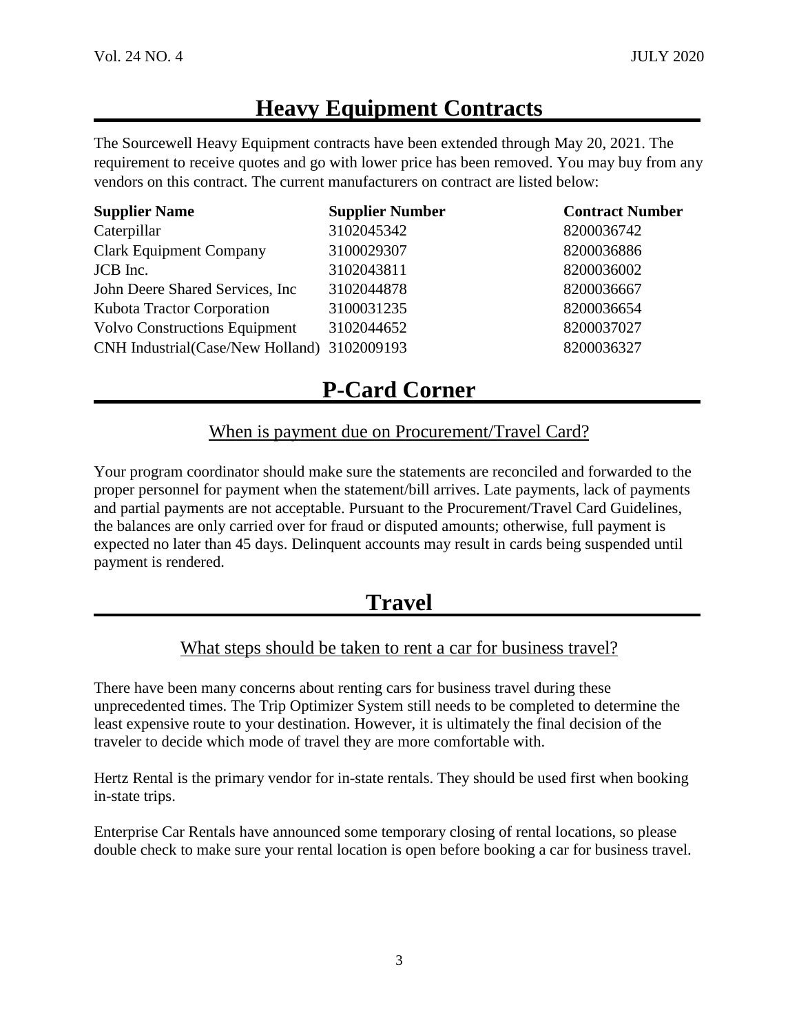# Heavy Equipment Contracts

The Sourcewell Heavy Equipment contracts have been extended through May 20, 2021. The requirement to receive quotes and go with lower price has been removed. You may buy from any vendors on this contract. The current manufacturers on contract are listed below:

| Supplier Name | Supplier Number | Contract Number |
|---|---|---|
| Caterpillar | 3102045342 | 8200036742 |
| Clark Equipment Company | 3100029307 | 8200036886 |
| JCB Inc. | 3102043811 | 8200036002 |
| John Deere Shared Services, Inc | 3102044878 | 8200036667 |
| Kubota Tractor Corporation | 3100031235 | 8200036654 |
| Volvo Constructions Equipment | 3102044652 | 8200037027 |
| CNH Industrial(Case/New Holland) | 3102009193 | 8200036327 |

# P-Card Corner

## When is payment due on Procurement/Travel Card?

Your program coordinator should make sure the statements are reconciled and forwarded to the proper personnel for payment when the statement/bill arrives. Late payments, lack of payments and partial payments are not acceptable. Pursuant to the Procurement/Travel Card Guidelines, the balances are only carried over for fraud or disputed amounts; otherwise, full payment is expected no later than 45 days. Delinquent accounts may result in cards being suspended until payment is rendered.

# Travel

## What steps should be taken to rent a car for business travel?

There have been many concerns about renting cars for business travel during these unprecedented times. The Trip Optimizer System still needs to be completed to determine the least expensive route to your destination. However, it is ultimately the final decision of the traveler to decide which mode of travel they are more comfortable with.

Hertz Rental is the primary vendor for in-state rentals. They should be used first when booking in-state trips.

Enterprise Car Rentals have announced some temporary closing of rental locations, so please double check to make sure your rental location is open before booking a car for business travel.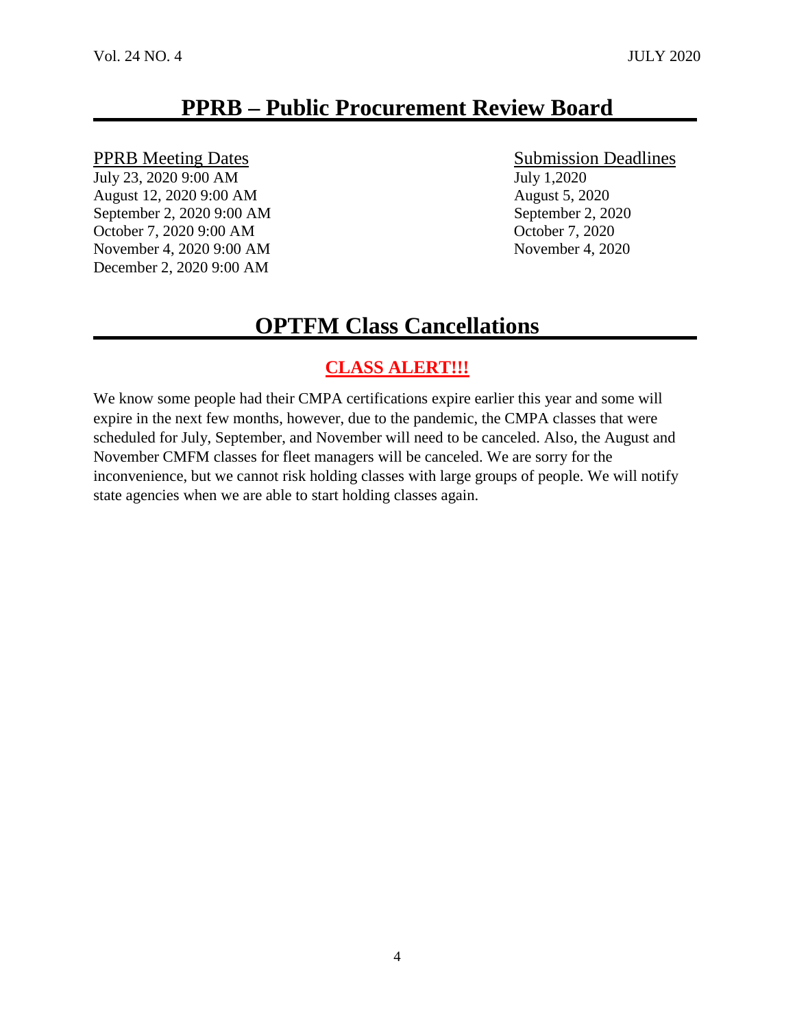# PPRB – Public Procurement Review Board

| PPRB Meeting Dates | Submission Deadlines |
| --- | --- |
| July 23, 2020 9:00 AM | July 1,2020 |
| August 12, 2020 9:00 AM | August 5, 2020 |
| September 2, 2020 9:00 AM | September 2, 2020 |
| October 7, 2020 9:00 AM | October 7, 2020 |
| November 4, 2020 9:00 AM | November 4, 2020 |
| December 2, 2020 9:00 AM | |

# OPTFM Class Cancellations

## CLASS ALERT!!!

We know some people had their CMPA certifications expire earlier this year and some will expire in the next few months, however, due to the pandemic, the CMPA classes that were scheduled for July, September, and November will need to be canceled. Also, the August and November CMFM classes for fleet managers will be canceled. We are sorry for the inconvenience, but we cannot risk holding classes with large groups of people. We will notify state agencies when we are able to start holding classes again.